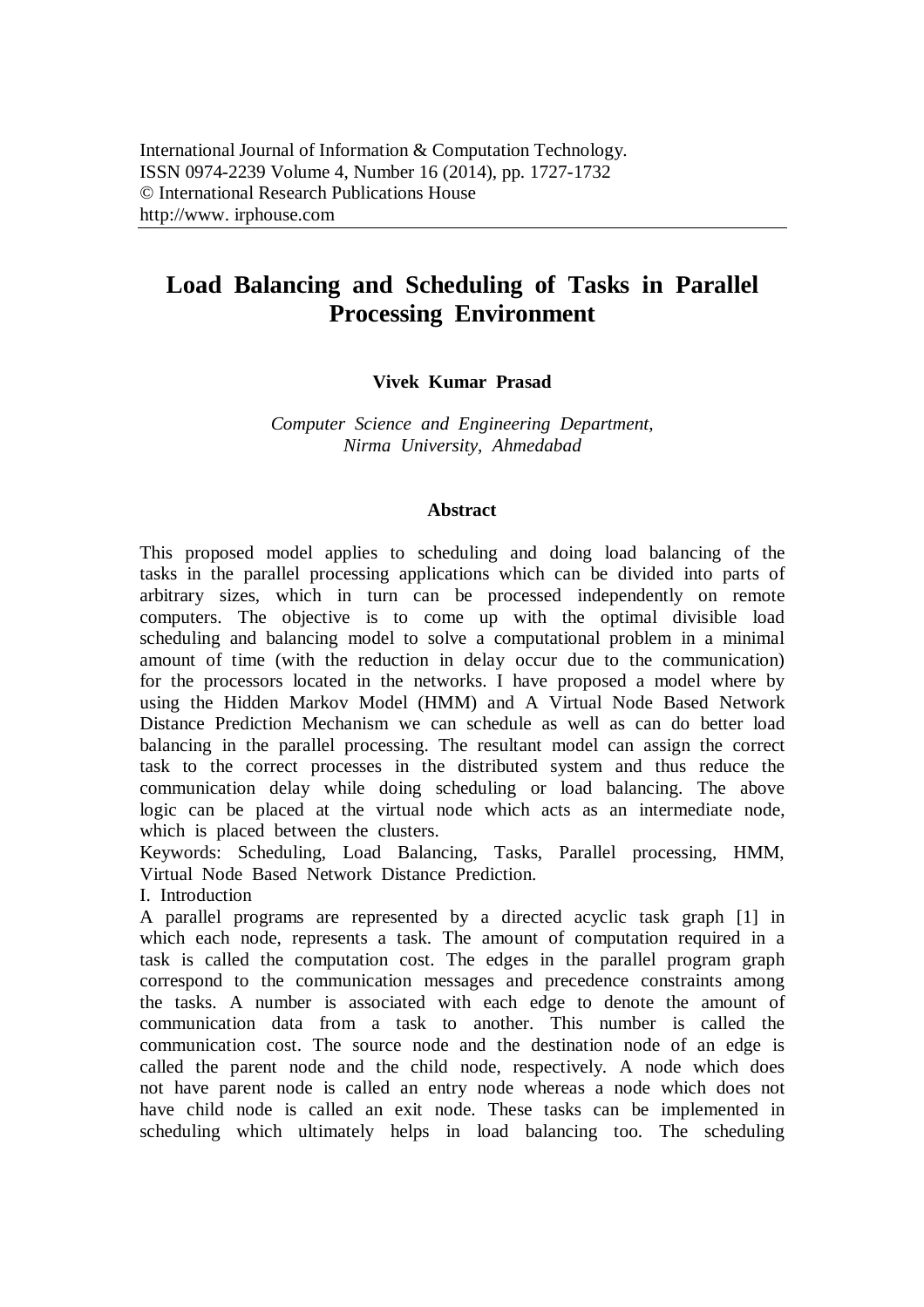International Journal of Information & Computation Technology.
ISSN 0974-2239 Volume 4, Number 16 (2014), pp. 1727-1732
© International Research Publications House
http://www. irphouse.com

# Load Balancing and Scheduling of Tasks in Parallel Processing Environment

**Vivek Kumar Prasad**

*Computer Science and Engineering Department,*
*Nirma University, Ahmedabad*

## Abstract

This proposed model applies to scheduling and doing load balancing of the tasks in the parallel processing applications which can be divided into parts of arbitrary sizes, which in turn can be processed independently on remote computers. The objective is to come up with the optimal divisible load scheduling and balancing model to solve a computational problem in a minimal amount of time (with the reduction in delay occur due to the communication) for the processors located in the networks. I have proposed a model where by using the Hidden Markov Model (HMM) and A Virtual Node Based Network Distance Prediction Mechanism we can schedule as well as can do better load balancing in the parallel processing. The resultant model can assign the correct task to the correct processes in the distributed system and thus reduce the communication delay while doing scheduling or load balancing. The above logic can be placed at the virtual node which acts as an intermediate node, which is placed between the clusters.

Keywords: Scheduling, Load Balancing, Tasks, Parallel processing, HMM, Virtual Node Based Network Distance Prediction.

## I. Introduction

A parallel programs are represented by a directed acyclic task graph [1] in which each node, represents a task. The amount of computation required in a task is called the computation cost. The edges in the parallel program graph correspond to the communication messages and precedence constraints among the tasks. A number is associated with each edge to denote the amount of communication data from a task to another. This number is called the communication cost. The source node and the destination node of an edge is called the parent node and the child node, respectively. A node which does not have parent node is called an entry node whereas a node which does not have child node is called an exit node. These tasks can be implemented in scheduling which ultimately helps in load balancing too. The scheduling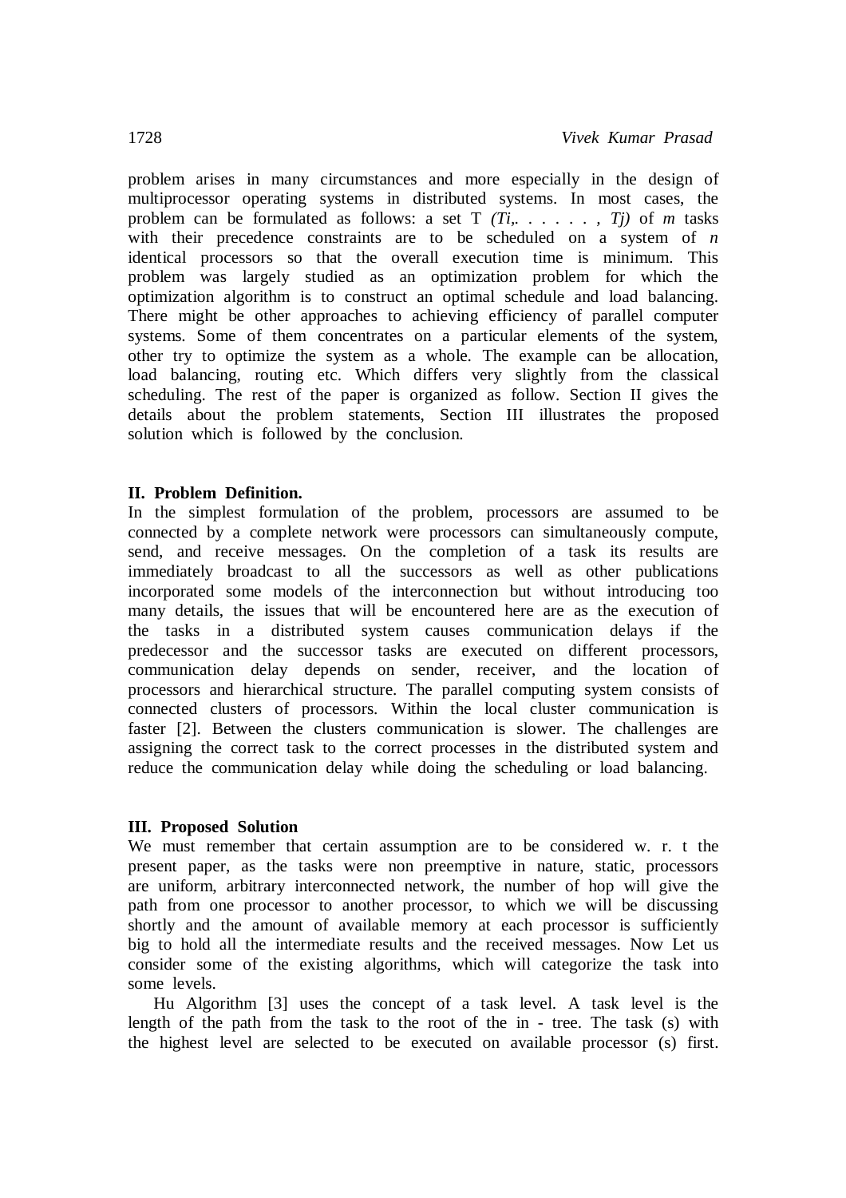problem arises in many circumstances and more especially in the design of multiprocessor operating systems in distributed systems. In most cases, the problem can be formulated as follows: a set T *(Ti,. . . . . . , Tj)* of *m* tasks with their precedence constraints are to be scheduled on a system of *n* identical processors so that the overall execution time is minimum. This problem was largely studied as an optimization problem for which the optimization algorithm is to construct an optimal schedule and load balancing. There might be other approaches to achieving efficiency of parallel computer systems. Some of them concentrates on a particular elements of the system, other try to optimize the system as a whole. The example can be allocation, load balancing, routing etc. Which differs very slightly from the classical scheduling. The rest of the paper is organized as follow. Section II gives the details about the problem statements, Section III illustrates the proposed solution which is followed by the conclusion.

## II. Problem Definition.

In the simplest formulation of the problem, processors are assumed to be connected by a complete network were processors can simultaneously compute, send, and receive messages. On the completion of a task its results are immediately broadcast to all the successors as well as other publications incorporated some models of the interconnection but without introducing too many details, the issues that will be encountered here are as the execution of the tasks in a distributed system causes communication delays if the predecessor and the successor tasks are executed on different processors, communication delay depends on sender, receiver, and the location of processors and hierarchical structure. The parallel computing system consists of connected clusters of processors. Within the local cluster communication is faster [2]. Between the clusters communication is slower. The challenges are assigning the correct task to the correct processes in the distributed system and reduce the communication delay while doing the scheduling or load balancing.

## III. Proposed Solution

We must remember that certain assumption are to be considered w. r. t the present paper, as the tasks were non preemptive in nature, static, processors are uniform, arbitrary interconnected network, the number of hop will give the path from one processor to another processor, to which we will be discussing shortly and the amount of available memory at each processor is sufficiently big to hold all the intermediate results and the received messages. Now Let us consider some of the existing algorithms, which will categorize the task into some levels.

Hu Algorithm [3] uses the concept of a task level. A task level is the length of the path from the task to the root of the in - tree. The task (s) with the highest level are selected to be executed on available processor (s) first.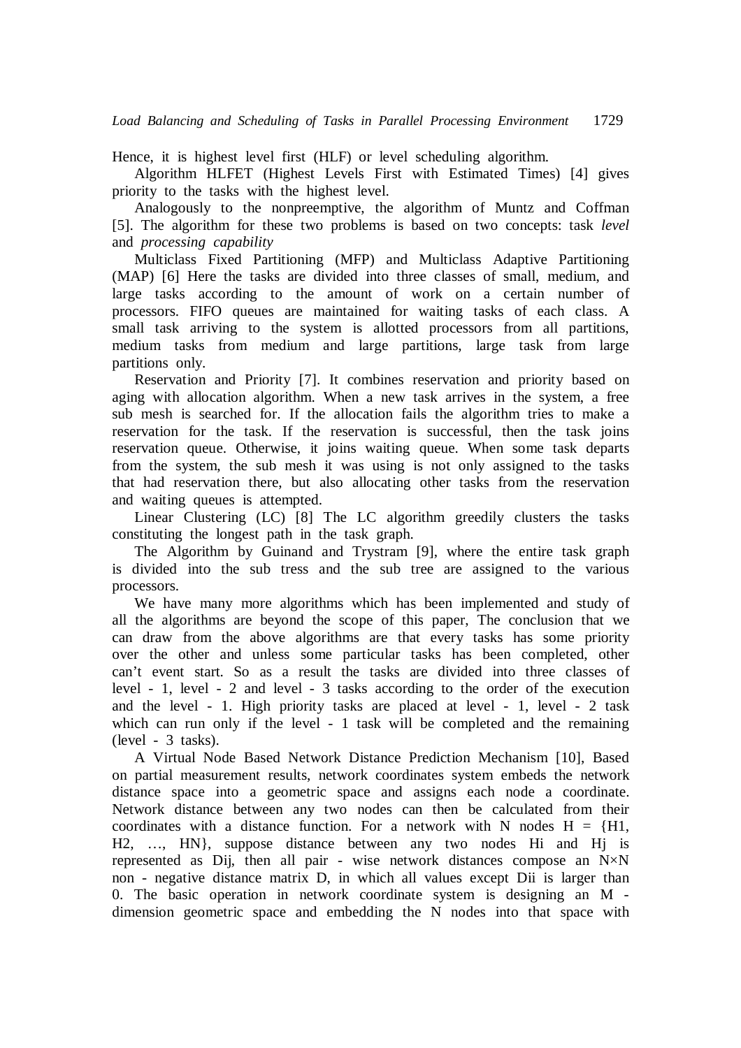Hence, it is highest level first (HLF) or level scheduling algorithm.

Algorithm HLFET (Highest Levels First with Estimated Times) [4] gives priority to the tasks with the highest level.

Analogously to the nonpreemptive, the algorithm of Muntz and Coffman [5]. The algorithm for these two problems is based on two concepts: task *level* and *processing capability*

Multiclass Fixed Partitioning (MFP) and Multiclass Adaptive Partitioning (MAP) [6] Here the tasks are divided into three classes of small, medium, and large tasks according to the amount of work on a certain number of processors. FIFO queues are maintained for waiting tasks of each class. A small task arriving to the system is allotted processors from all partitions, medium tasks from medium and large partitions, large task from large partitions only.

Reservation and Priority [7]. It combines reservation and priority based on aging with allocation algorithm. When a new task arrives in the system, a free sub mesh is searched for. If the allocation fails the algorithm tries to make a reservation for the task. If the reservation is successful, then the task joins reservation queue. Otherwise, it joins waiting queue. When some task departs from the system, the sub mesh it was using is not only assigned to the tasks that had reservation there, but also allocating other tasks from the reservation and waiting queues is attempted.

Linear Clustering (LC) [8] The LC algorithm greedily clusters the tasks constituting the longest path in the task graph.

The Algorithm by Guinand and Trystram [9], where the entire task graph is divided into the sub tress and the sub tree are assigned to the various processors.

We have many more algorithms which has been implemented and study of all the algorithms are beyond the scope of this paper, The conclusion that we can draw from the above algorithms are that every tasks has some priority over the other and unless some particular tasks has been completed, other can't event start. So as a result the tasks are divided into three classes of level - 1, level - 2 and level - 3 tasks according to the order of the execution and the level - 1. High priority tasks are placed at level - 1, level - 2 task which can run only if the level - 1 task will be completed and the remaining (level - 3 tasks).

A Virtual Node Based Network Distance Prediction Mechanism [10], Based on partial measurement results, network coordinates system embeds the network distance space into a geometric space and assigns each node a coordinate. Network distance between any two nodes can then be calculated from their coordinates with a distance function. For a network with N nodes $H = \{H1, H2, \ldots, HN\}$, suppose distance between any two nodes Hi and Hj is represented as Dij, then all pair - wise network distances compose an $N \times N$ non - negative distance matrix D, in which all values except Dii is larger than 0. The basic operation in network coordinate system is designing an M - dimension geometric space and embedding the N nodes into that space with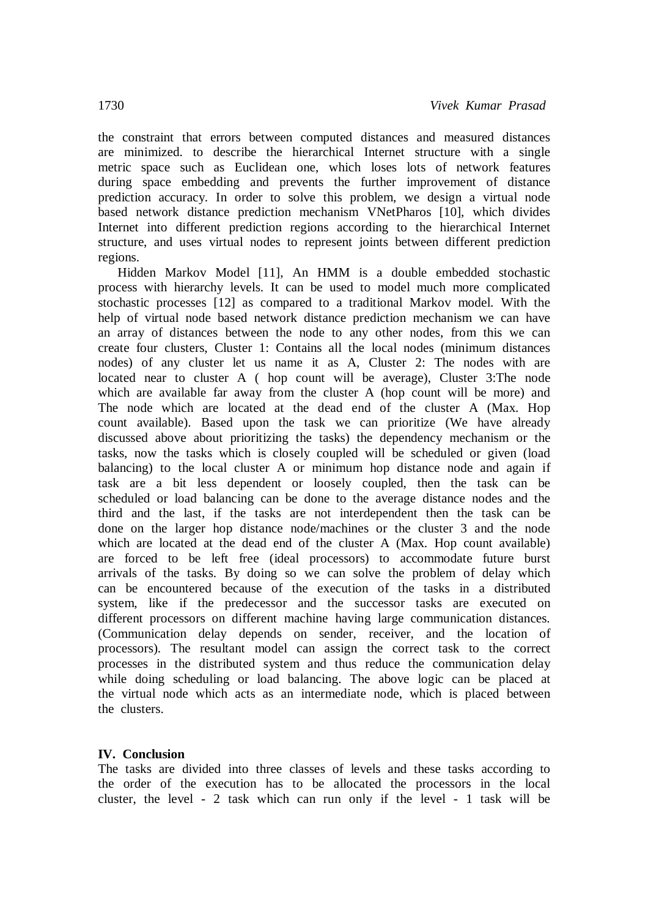the constraint that errors between computed distances and measured distances are minimized. to describe the hierarchical Internet structure with a single metric space such as Euclidean one, which loses lots of network features during space embedding and prevents the further improvement of distance prediction accuracy. In order to solve this problem, we design a virtual node based network distance prediction mechanism VNetPharos [10], which divides Internet into different prediction regions according to the hierarchical Internet structure, and uses virtual nodes to represent joints between different prediction regions.

Hidden Markov Model [11], An HMM is a double embedded stochastic process with hierarchy levels. It can be used to model much more complicated stochastic processes [12] as compared to a traditional Markov model. With the help of virtual node based network distance prediction mechanism we can have an array of distances between the node to any other nodes, from this we can create four clusters, Cluster 1: Contains all the local nodes (minimum distances nodes) of any cluster let us name it as A, Cluster 2: The nodes with are located near to cluster A ( hop count will be average), Cluster 3:The node which are available far away from the cluster A (hop count will be more) and The node which are located at the dead end of the cluster A (Max. Hop count available). Based upon the task we can prioritize (We have already discussed above about prioritizing the tasks) the dependency mechanism or the tasks, now the tasks which is closely coupled will be scheduled or given (load balancing) to the local cluster A or minimum hop distance node and again if task are a bit less dependent or loosely coupled, then the task can be scheduled or load balancing can be done to the average distance nodes and the third and the last, if the tasks are not interdependent then the task can be done on the larger hop distance node/machines or the cluster 3 and the node which are located at the dead end of the cluster A (Max. Hop count available) are forced to be left free (ideal processors) to accommodate future burst arrivals of the tasks. By doing so we can solve the problem of delay which can be encountered because of the execution of the tasks in a distributed system, like if the predecessor and the successor tasks are executed on different processors on different machine having large communication distances. (Communication delay depends on sender, receiver, and the location of processors). The resultant model can assign the correct task to the correct processes in the distributed system and thus reduce the communication delay while doing scheduling or load balancing. The above logic can be placed at the virtual node which acts as an intermediate node, which is placed between the clusters.

## IV. Conclusion

The tasks are divided into three classes of levels and these tasks according to the order of the execution has to be allocated the processors in the local cluster, the level - 2 task which can run only if the level - 1 task will be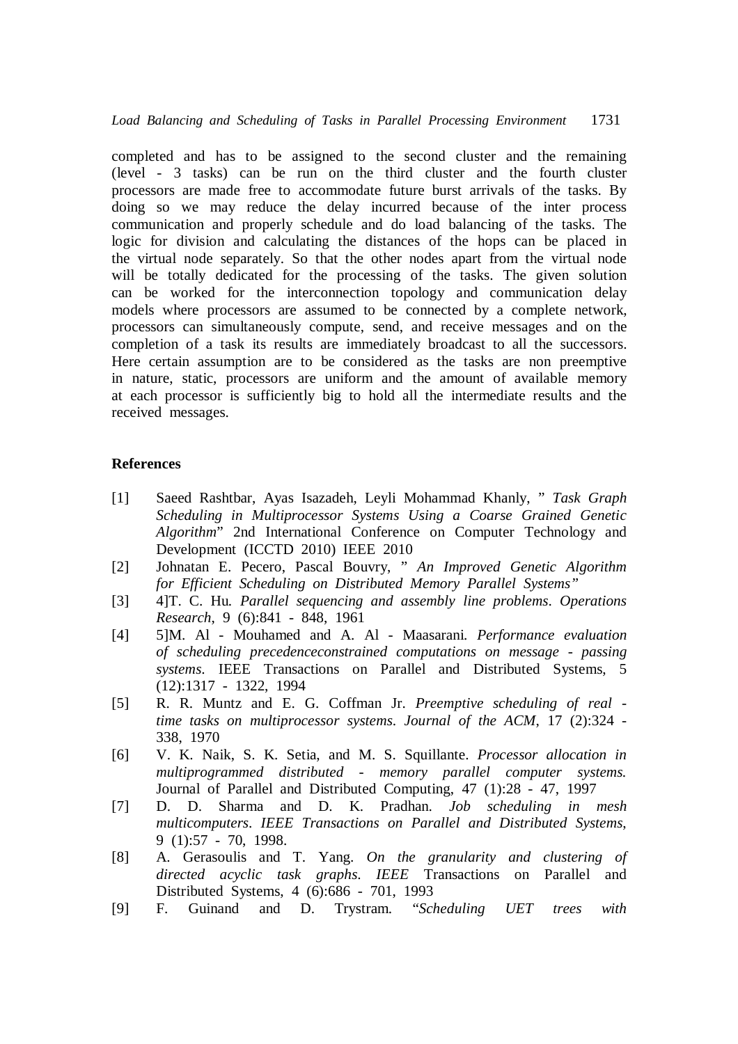completed and has to be assigned to the second cluster and the remaining (level - 3 tasks) can be run on the third cluster and the fourth cluster processors are made free to accommodate future burst arrivals of the tasks. By doing so we may reduce the delay incurred because of the inter process communication and properly schedule and do load balancing of the tasks. The logic for division and calculating the distances of the hops can be placed in the virtual node separately. So that the other nodes apart from the virtual node will be totally dedicated for the processing of the tasks. The given solution can be worked for the interconnection topology and communication delay models where processors are assumed to be connected by a complete network, processors can simultaneously compute, send, and receive messages and on the completion of a task its results are immediately broadcast to all the successors. Here certain assumption are to be considered as the tasks are non preemptive in nature, static, processors are uniform and the amount of available memory at each processor is sufficiently big to hold all the intermediate results and the received messages.

## References

[1] Saeed Rashtbar, Ayas Isazadeh, Leyli Mohammad Khanly, " *Task Graph Scheduling in Multiprocessor Systems Using a Coarse Grained Genetic Algorithm*" 2nd International Conference on Computer Technology and Development (ICCTD 2010) IEEE 2010

[2] Johnatan E. Pecero, Pascal Bouvry, " *An Improved Genetic Algorithm for Efficient Scheduling on Distributed Memory Parallel Systems"*

[3] 4]T. C. Hu. *Parallel sequencing and assembly line problems. Operations Research*, 9 (6):841 - 848, 1961

[4] 5]M. Al - Mouhamed and A. Al - Maasarani. *Performance evaluation of scheduling precedenceconstrained computations on message - passing systems.* IEEE Transactions on Parallel and Distributed Systems, 5 (12):1317 - 1322, 1994

[5] R. R. Muntz and E. G. Coffman Jr. *Preemptive scheduling of real - time tasks on multiprocessor systems. Journal of the ACM*, 17 (2):324 - 338, 1970

[6] V. K. Naik, S. K. Setia, and M. S. Squillante. *Processor allocation in multiprogrammed distributed - memory parallel computer systems.* Journal of Parallel and Distributed Computing, 47 (1):28 - 47, 1997

[7] D. D. Sharma and D. K. Pradhan. *Job scheduling in mesh multicomputers. IEEE Transactions on Parallel and Distributed Systems*, 9 (1):57 - 70, 1998.

[8] A. Gerasoulis and T. Yang. *On the granularity and clustering of directed acyclic task graphs. IEEE* Transactions on Parallel and Distributed Systems, 4 (6):686 - 701, 1993

[9] F. Guinand and D. Trystram. "*Scheduling UET trees with*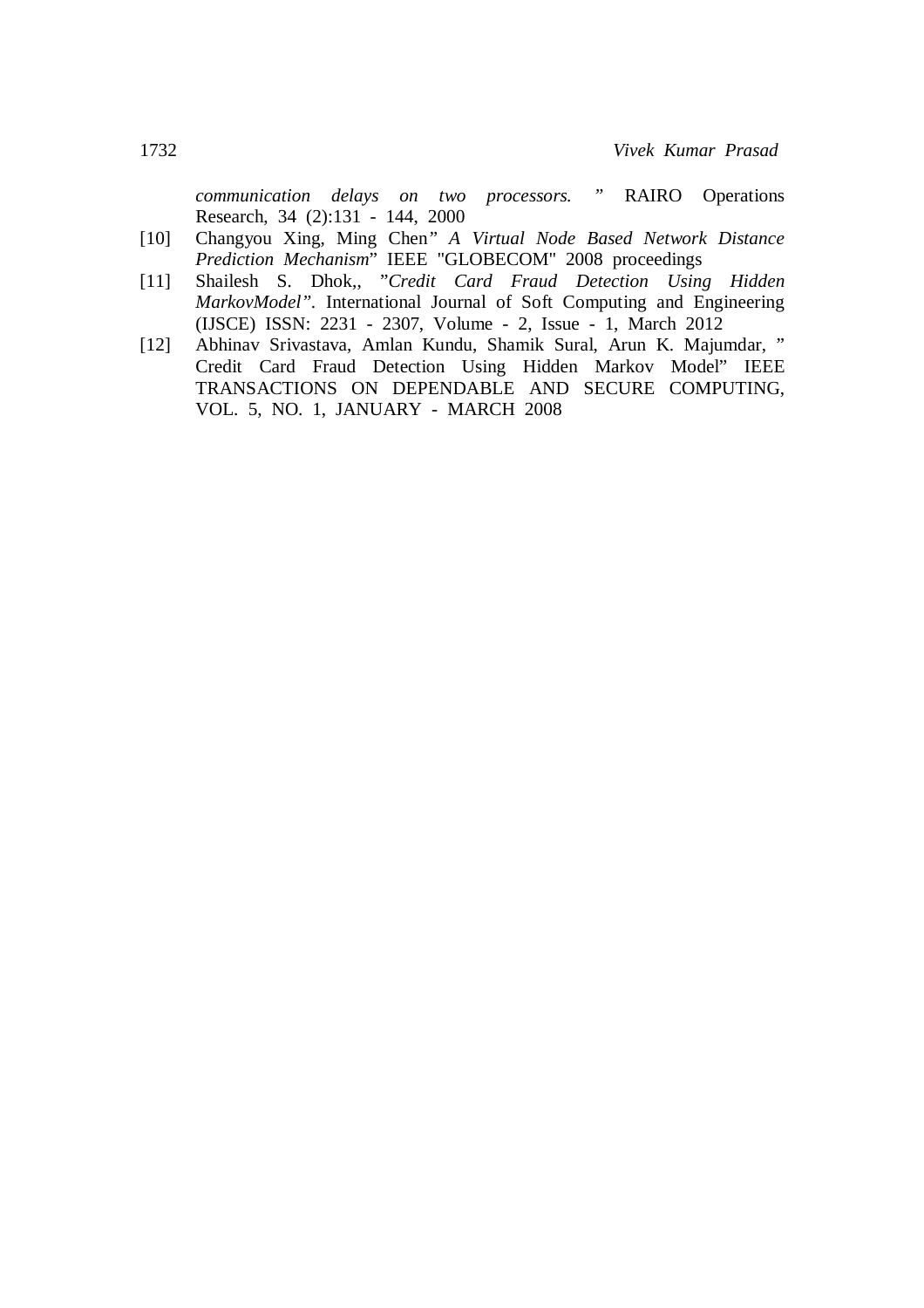*communication delays on two processors.* ” RAIRO Operations Research, 34 (2):131 - 144, 2000

[10] Changyou Xing, Ming Chen*” A Virtual Node Based Network Distance Prediction Mechanism*” IEEE "GLOBECOM" 2008 proceedings

[11] Shailesh S. Dhok,, ”*Credit Card Fraud Detection Using Hidden MarkovModel”*. International Journal of Soft Computing and Engineering (IJSCE) ISSN: 2231 - 2307, Volume - 2, Issue - 1, March 2012

[12] Abhinav Srivastava, Amlan Kundu, Shamik Sural, Arun K. Majumdar, ” Credit Card Fraud Detection Using Hidden Markov Model” IEEE TRANSACTIONS ON DEPENDABLE AND SECURE COMPUTING, VOL. 5, NO. 1, JANUARY - MARCH 2008